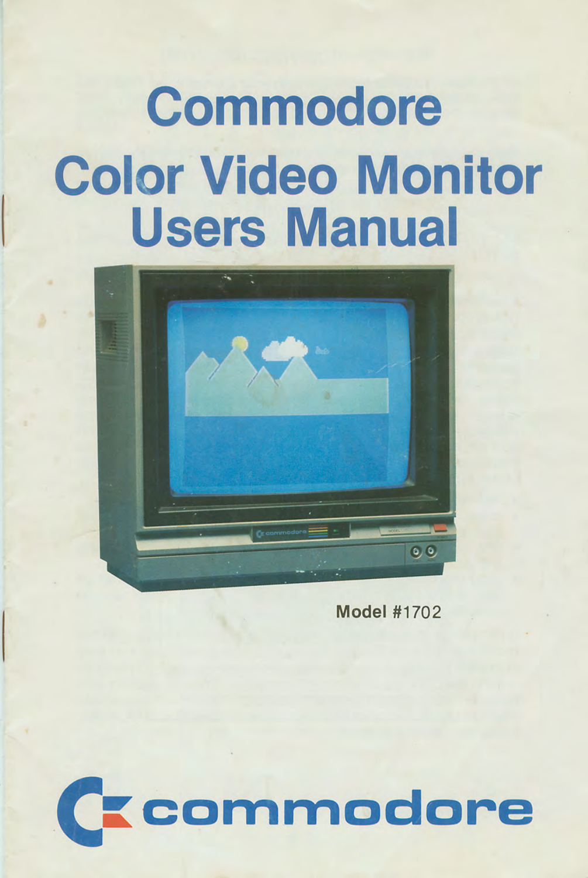# Commodore Color Video Monitor Users Manual

Model #1702

commodore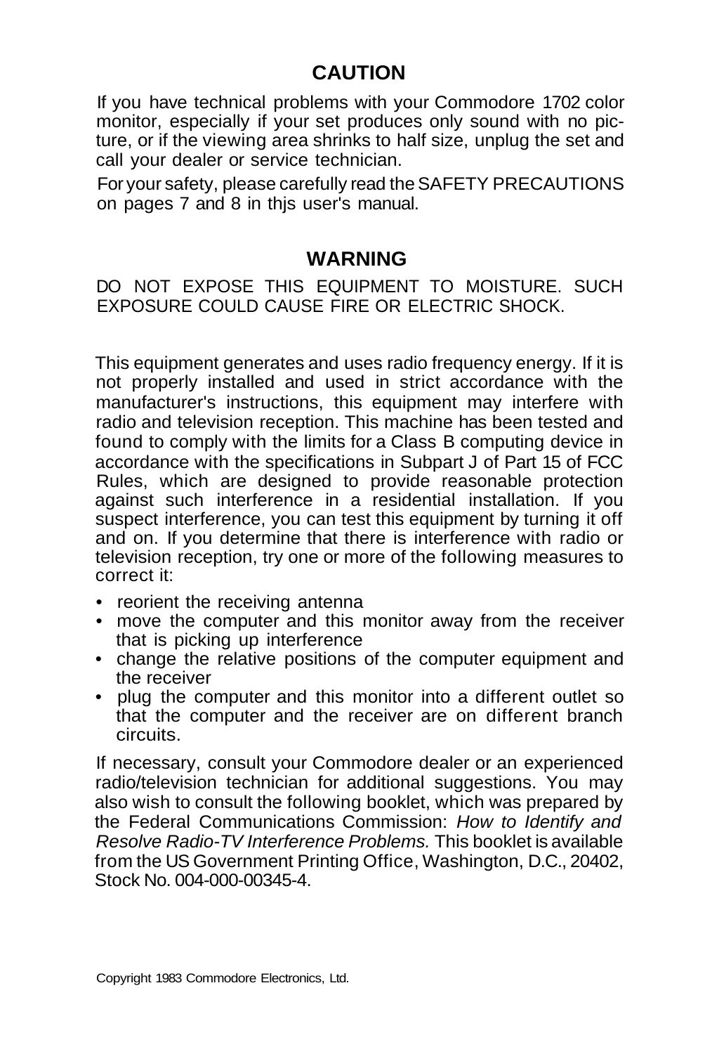## CAUTION

If you have technical problems with your Commodore 1702 color monitor, especially if your set produces only sound with no picture, or if the viewing area shrinks to half size, unplug the set and call your dealer or service technician.

For your safety, please carefully read the SAFETY PRECAUTIONS on pages 7 and 8 in thjs user's manual.

## WARNING

DO NOT EXPOSE THIS EQUIPMENT TO MOISTURE. SUCH EXPOSURE COULD CAUSE FIRE OR ELECTRIC SHOCK.

This equipment generates and uses radio frequency energy. If it is not properly installed and used in strict accordance with the manufacturer's instructions, this equipment may interfere with radio and television reception. This machine has been tested and found to comply with the limits for a Class B computing device in accordance with the specifications in Subpart J of Part 15 of FCC Rules, which are designed to provide reasonable protection against such interference in a residential installation. If you suspect interference, you can test this equipment by turning it off and on. If you determine that there is interference with radio or television reception, try one or more of the following measures to correct it:

- reorient the receiving antenna
- move the computer and this monitor away from the receiver that is picking up interference
- change the relative positions of the computer equipment and the receiver
- plug the computer and this monitor into a different outlet so that the computer and the receiver are on different branch circuits.

If necessary, consult your Commodore dealer or an experienced radio/television technician for additional suggestions. You may also wish to consult the following booklet, which was prepared by the Federal Communications Commission: *How to Identify and Resolve Radio-TV Interference Problems.* This booklet is available from the US Government Printing Office, Washington, D.C., 20402, Stock No. 004-000-00345-4.

Copyright 1983 Commodore Electronics, Ltd.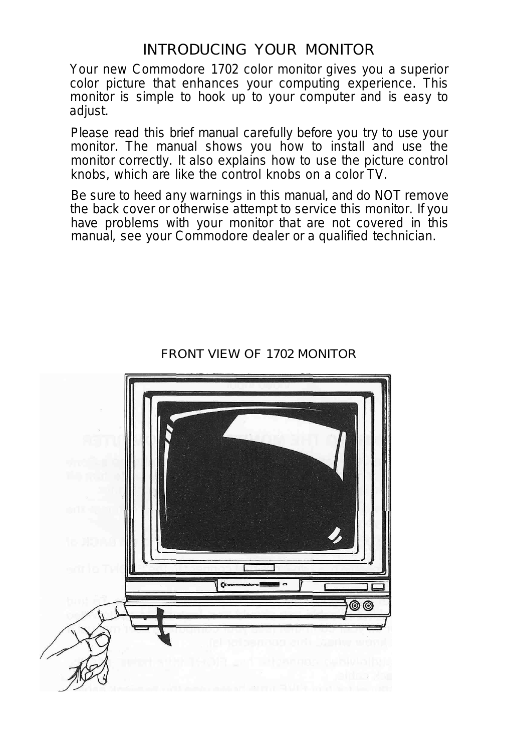# INTRODUCING YOUR MONITOR

Your new Commodore 1702 color monitor gives you a superior color picture that enhances your computing experience. This monitor is simple to hook up to your computer and is easy to adjust.

Please read this brief manual carefully before you try to use your monitor. The manual shows you how to install and use the monitor correctly. It also explains how to use the picture control knobs, which are like the control knobs on a color TV.

Be sure to heed any warnings in this manual, and do NOT remove the back cover or otherwise attempt to service this monitor. If you have problems with your monitor that are not covered in this manual, see your Commodore dealer or a qualified technician.

FRONT VIEW OF 1702 MONITOR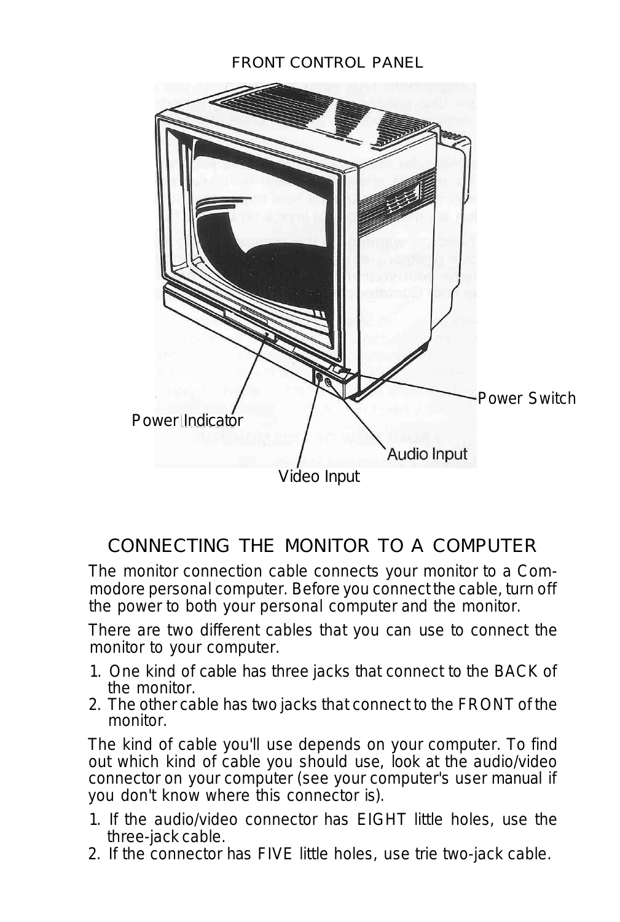FRONT CONTROL PANEL

Power Switch

Power Indicator

Audio Input

Video Input

## CONNECTING THE MONITOR TO A COMPUTER

The monitor connection cable connects your monitor to a Commodore personal computer. Before you connect the cable, turn off the power to both your personal computer and the monitor.

There are two different cables that you can use to connect the monitor to your computer.

1. One kind of cable has three jacks that connect to the BACK of the monitor.
2. The other cable has two jacks that connect to the FRONT of the monitor.

The kind of cable you'll use depends on your computer. To find out which kind of cable you should use, look at the audio/video connector on your computer (see your computer's user manual if you don't know where this connector is).

1. If the audio/video connector has EIGHT little holes, use the three-jack cable.
2. If the connector has FIVE little holes, use trie two-jack cable.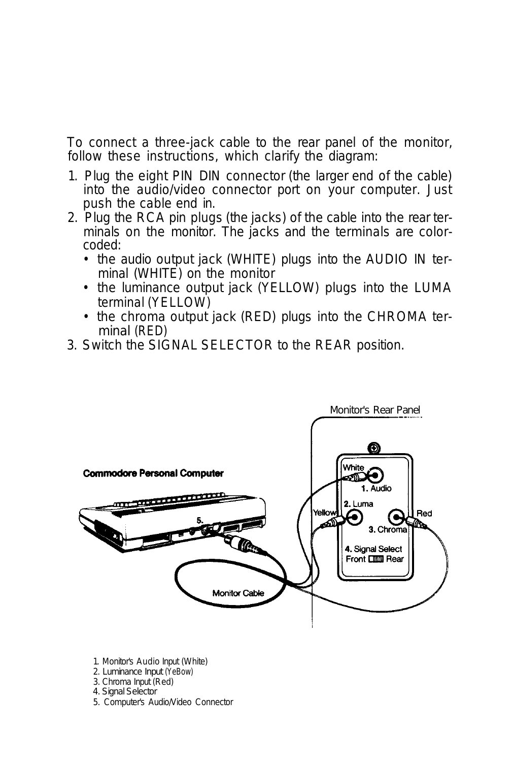To connect a three-jack cable to the rear panel of the monitor, follow these instructions, which clarify the diagram:

1. Plug the eight PIN DIN connector (the larger end of the cable) into the audio/video connector port on your computer. Just push the cable end in.
2. Plug the RCA pin plugs (the jacks) of the cable into the rear terminals on the monitor. The jacks and the terminals are color-coded:
   - the audio output jack (WHITE) plugs into the AUDIO IN terminal (WHITE) on the monitor
   - the luminance output jack (YELLOW) plugs into the LUMA terminal (YELLOW)
   - the chroma output jack (RED) plugs into the CHROMA terminal (RED)
3. Switch the SIGNAL SELECTOR to the REAR position.

Monitor's Rear Panel

Commodore Personal Computer

White

1. Audio

2. Luma

Yellow

Red

3. Chroma

4. Signal Select

Front Rear

5.

Monitor Cable

1. Monitor's Audio Input (White)
2. Luminance Input (YeBow)
3. Chroma Input (Red)
4. Signal Selector
5. Computer's Audio/Video Connector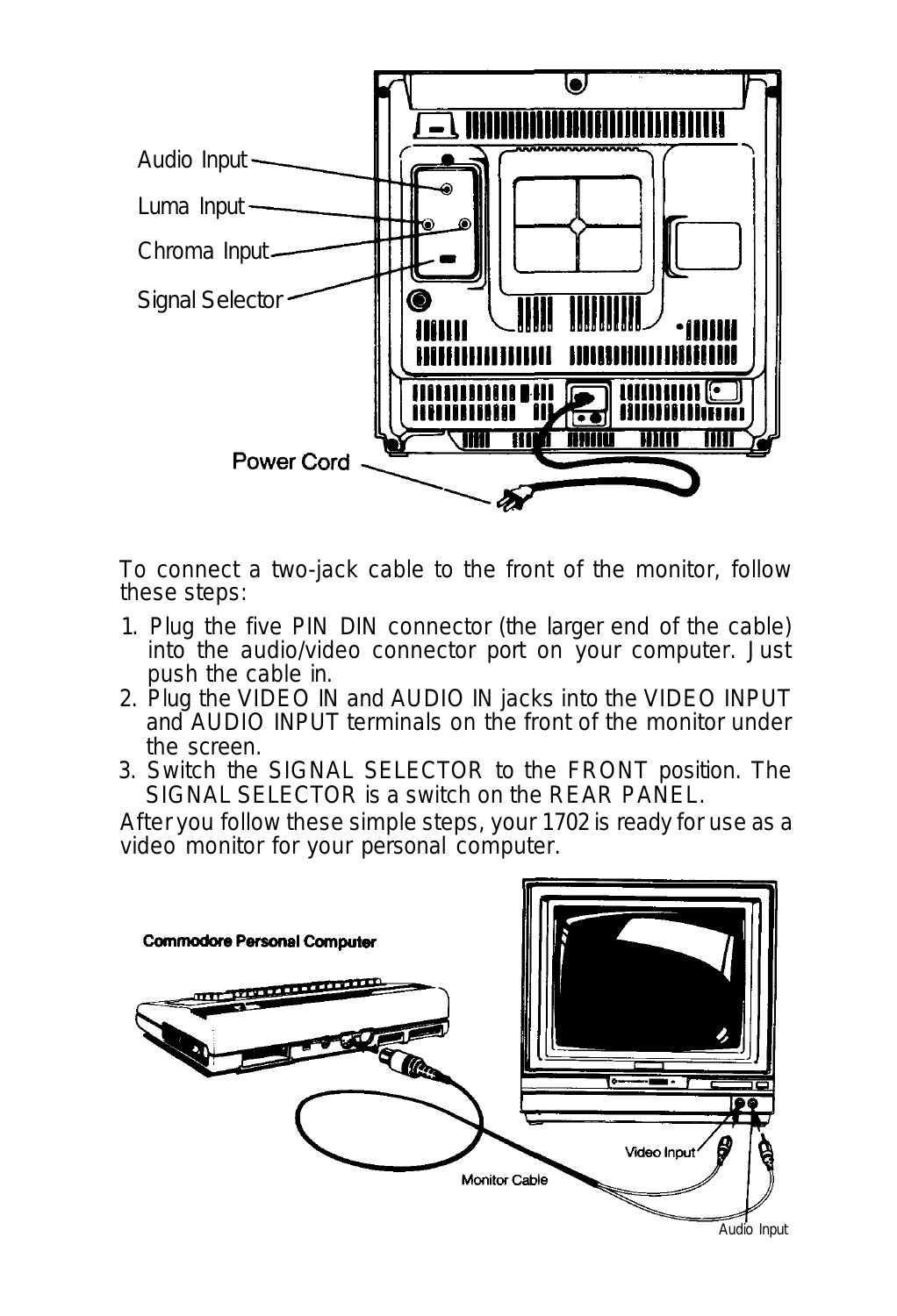Audio Input

Luma Input

Chroma Input

Signal Selector

Power Cord

To connect a two-jack cable to the front of the monitor, follow these steps:

1. Plug the five PIN DIN connector (the larger end of the cable) into the audio/video connector port on your computer. Just push the cable in.
2. Plug the VIDEO IN and AUDIO IN jacks into the VIDEO INPUT and AUDIO INPUT terminals on the front of the monitor under the screen.
3. Switch the SIGNAL SELECTOR to the FRONT position. The SIGNAL SELECTOR is a switch on the REAR PANEL.

After you follow these simple steps, your 1702 is ready for use as a video monitor for your personal computer.

Commodore Personal Computer

Video Input

Monitor Cable

Audio Input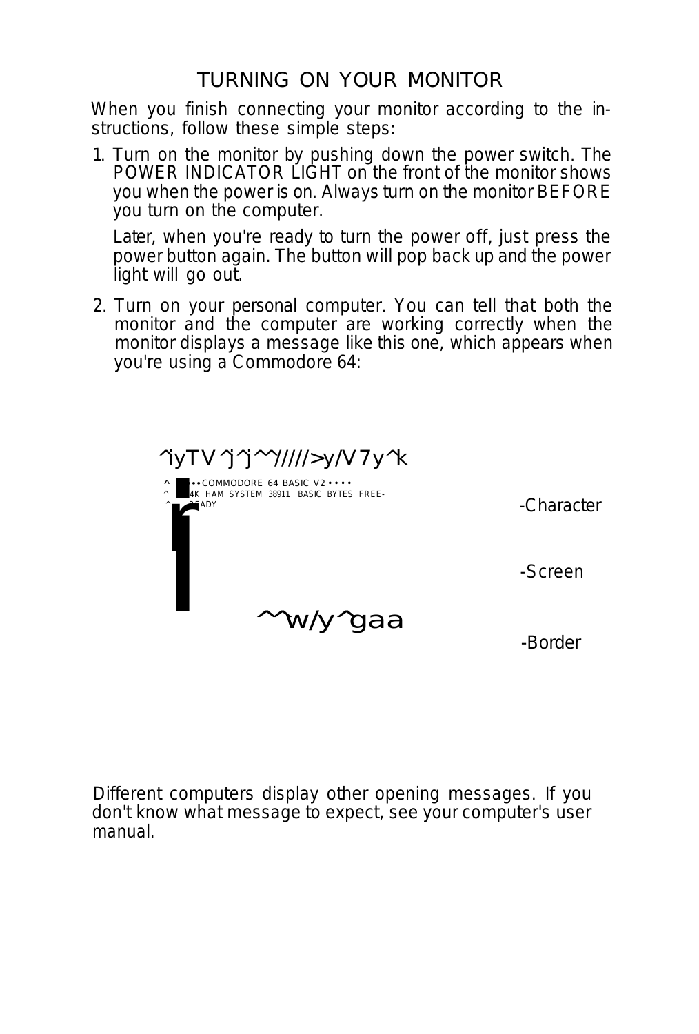# TURNING ON YOUR MONITOR

When you finish connecting your monitor according to the instructions, follow these simple steps:

1. Turn on the monitor by pushing down the power switch. The POWER INDICATOR LIGHT on the front of the monitor shows you when the power is on. Always turn on the monitor BEFORE you turn on the computer.

   Later, when you're ready to turn the power off, just press the power button again. The button will pop back up and the power light will go out.

2. Turn on your personal computer. You can tell that both the monitor and the computer are working correctly when the monitor displays a message like this one, which appears when you're using a Commodore 64:

```
**** COMMODORE 64 BASIC V2 ****
64K RAM SYSTEM 38911 BASIC BYTES FREE
READY
```

-Character

-Screen

-Border

Different computers display other opening messages. If you don't know what message to expect, see your computer's user manual.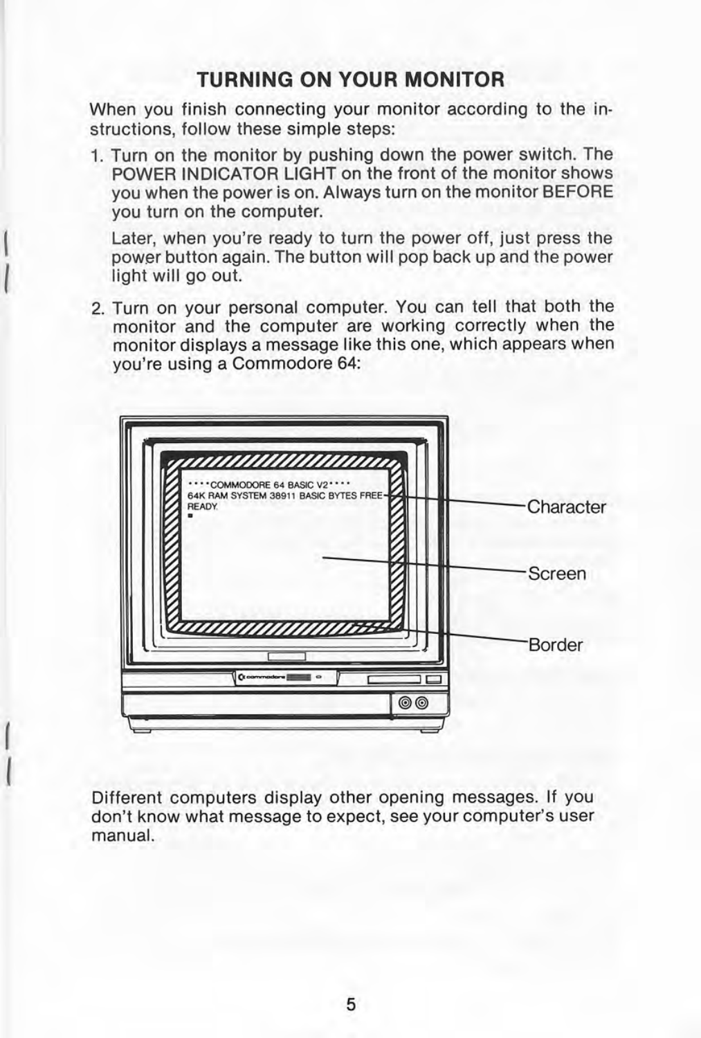## TURNING ON YOUR MONITOR

When you finish connecting your monitor according to the instructions, follow these simple steps:

1. Turn on the monitor by pushing down the power switch. The POWER INDICATOR LIGHT on the front of the monitor shows you when the power is on. Always turn on the monitor BEFORE you turn on the computer.

   Later, when you're ready to turn the power off, just press the power button again. The button will pop back up and the power light will go out.

2. Turn on your personal computer. You can tell that both the monitor and the computer are working correctly when the monitor displays a message like this one, which appears when you're using a Commodore 64:

Different computers display other opening messages. If you don't know what message to expect, see your computer's user manual.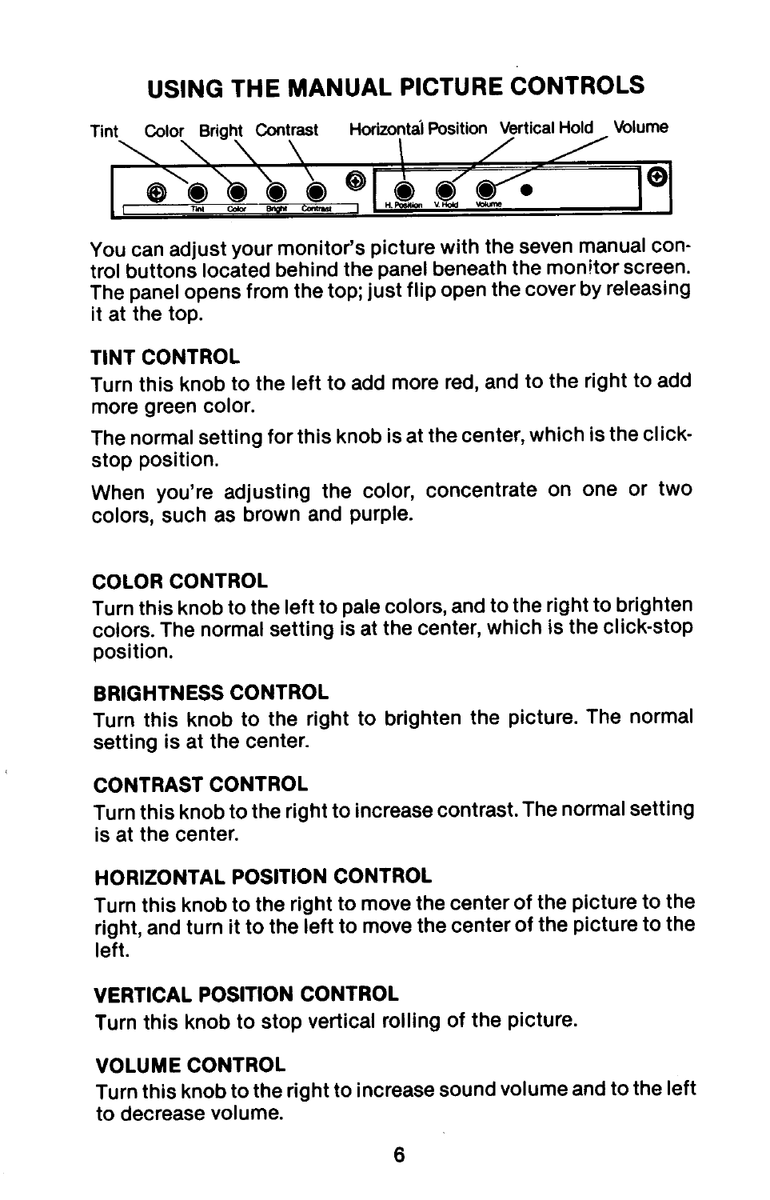# USING THE MANUAL PICTURE CONTROLS

Tint Color Bright Contrast Horizontal Position Vertical Hold Volume

You can adjust your monitor's picture with the seven manual control buttons located behind the panel beneath the monitor screen. The panel opens from the top; just flip open the cover by releasing it at the top.

### TINT CONTROL

Turn this knob to the left to add more red, and to the right to add more green color.

The normal setting for this knob is at the center, which is the click-stop position.

When you're adjusting the color, concentrate on one or two colors, such as brown and purple.

### COLOR CONTROL

Turn this knob to the left to pale colors, and to the right to brighten colors. The normal setting is at the center, which is the click-stop position.

### BRIGHTNESS CONTROL

Turn this knob to the right to brighten the picture. The normal setting is at the center.

### CONTRAST CONTROL

Turn this knob to the right to increase contrast. The normal setting is at the center.

### HORIZONTAL POSITION CONTROL

Turn this knob to the right to move the center of the picture to the right, and turn it to the left to move the center of the picture to the left.

### VERTICAL POSITION CONTROL

Turn this knob to stop vertical rolling of the picture.

### VOLUME CONTROL

Turn this knob to the right to increase sound volume and to the left to decrease volume.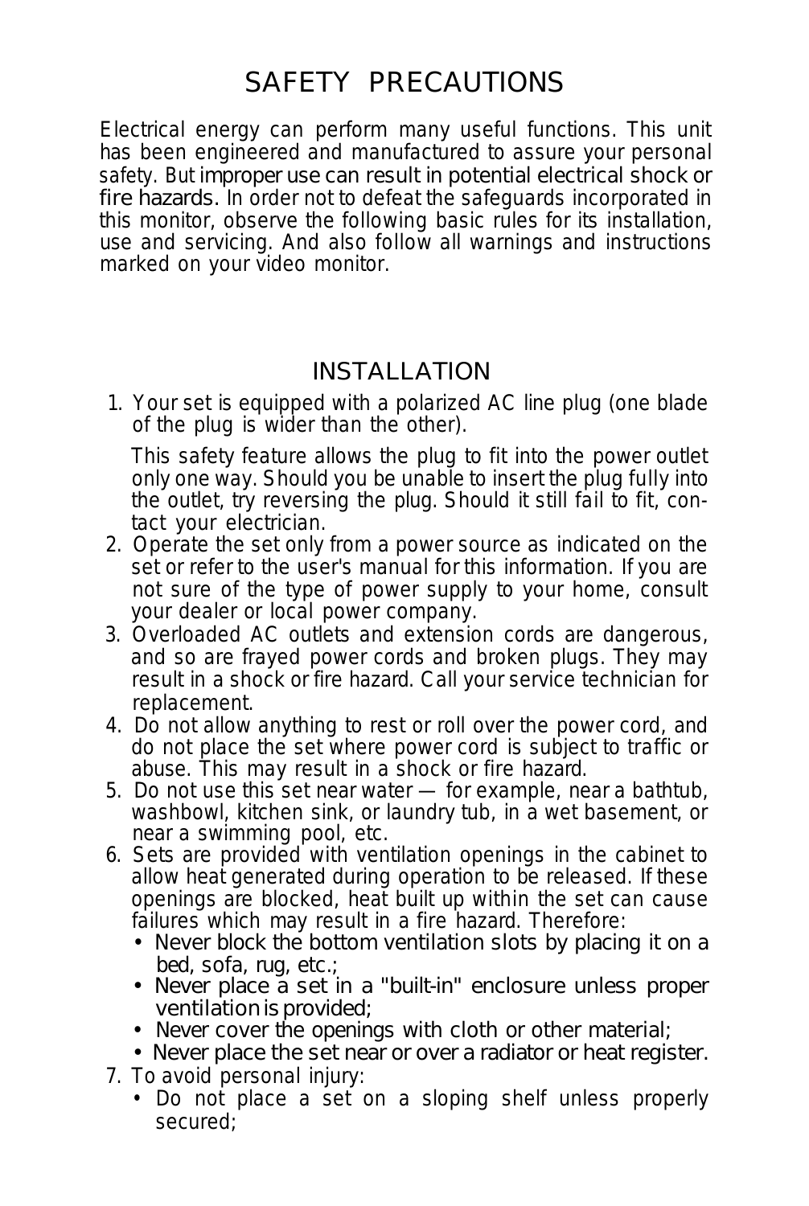# SAFETY PRECAUTIONS

Electrical energy can perform many useful functions. This unit has been engineered and manufactured to assure your personal safety. But improper use can result in potential electrical shock or fire hazards. In order not to defeat the safeguards incorporated in this monitor, observe the following basic rules for its installation, use and servicing. And also follow all warnings and instructions marked on your video monitor.

## INSTALLATION

1. Your set is equipped with a polarized AC line plug (one blade of the plug is wider than the other).

   This safety feature allows the plug to fit into the power outlet only one way. Should you be unable to insert the plug fully into the outlet, try reversing the plug. Should it still fail to fit, contact your electrician.
2. Operate the set only from a power source as indicated on the set or refer to the user's manual for this information. If you are not sure of the type of power supply to your home, consult your dealer or local power company.
3. Overloaded AC outlets and extension cords are dangerous, and so are frayed power cords and broken plugs. They may result in a shock or fire hazard. Call your service technician for replacement.
4. Do not allow anything to rest or roll over the power cord, and do not place the set where power cord is subject to traffic or abuse. This may result in a shock or fire hazard.
5. Do not use this set near water — for example, near a bathtub, washbowl, kitchen sink, or laundry tub, in a wet basement, or near a swimming pool, etc.
6. Sets are provided with ventilation openings in the cabinet to allow heat generated during operation to be released. If these openings are blocked, heat built up within the set can cause failures which may result in a fire hazard. Therefore:
   - Never block the bottom ventilation slots by placing it on a bed, sofa, rug, etc.;
   - Never place a set in a "built-in" enclosure unless proper ventilation is provided;
   - Never cover the openings with cloth or other material;
   - Never place the set near or over a radiator or heat register.
7. To avoid personal injury:
   - Do not place a set on a sloping shelf unless properly secured;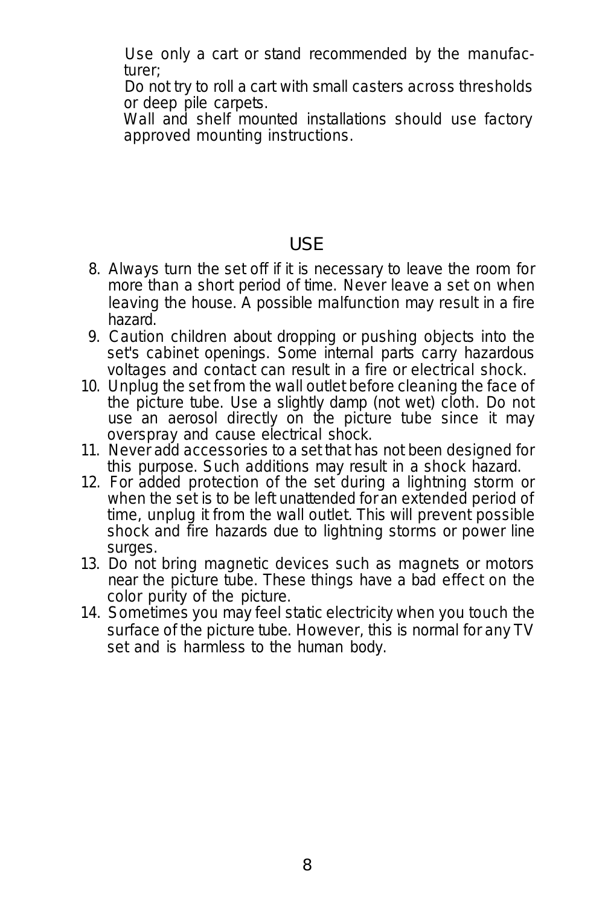Use only a cart or stand recommended by the manufacturer;

Do not try to roll a cart with small casters across thresholds or deep pile carpets.

Wall and shelf mounted installations should use factory approved mounting instructions.

## USE

8. Always turn the set off if it is necessary to leave the room for more than a short period of time. Never leave a set on when leaving the house. A possible malfunction may result in a fire hazard.
9. Caution children about dropping or pushing objects into the set's cabinet openings. Some internal parts carry hazardous voltages and contact can result in a fire or electrical shock.
10. Unplug the set from the wall outlet before cleaning the face of the picture tube. Use a slightly damp (not wet) cloth. Do not use an aerosol directly on the picture tube since it may overspray and cause electrical shock.
11. Never add accessories to a set that has not been designed for this purpose. Such additions may result in a shock hazard.
12. For added protection of the set during a lightning storm or when the set is to be left unattended for an extended period of time, unplug it from the wall outlet. This will prevent possible shock and fire hazards due to lightning storms or power line surges.
13. Do not bring magnetic devices such as magnets or motors near the picture tube. These things have a bad effect on the color purity of the picture.
14. Sometimes you may feel static electricity when you touch the surface of the picture tube. However, this is normal for any TV set and is harmless to the human body.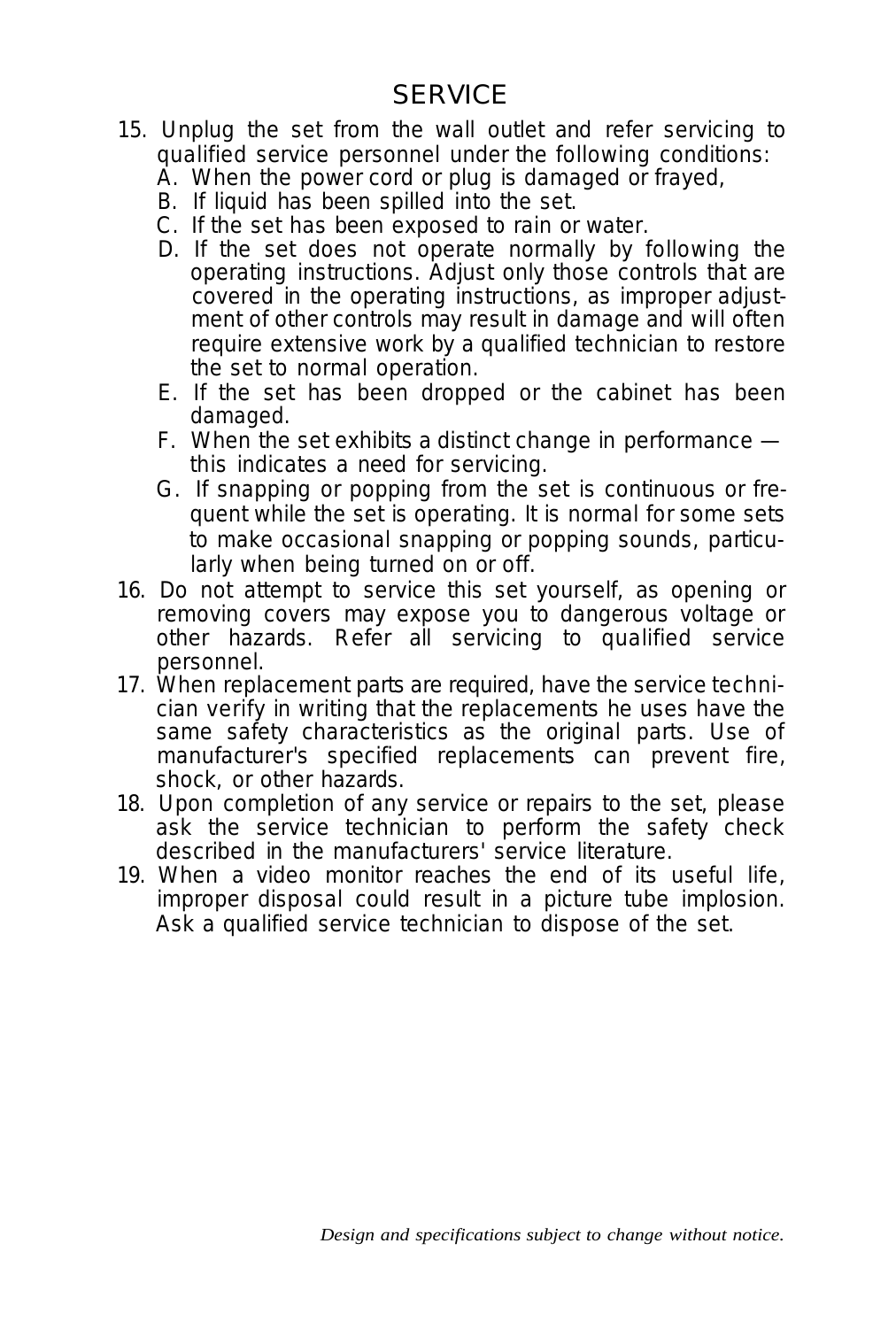# SERVICE

15. Unplug the set from the wall outlet and refer servicing to qualified service personnel under the following conditions:
    A. When the power cord or plug is damaged or frayed,
    B. If liquid has been spilled into the set.
    C. If the set has been exposed to rain or water.
    D. If the set does not operate normally by following the operating instructions. Adjust only those controls that are covered in the operating instructions, as improper adjustment of other controls may result in damage and will often require extensive work by a qualified technician to restore the set to normal operation.
    E. If the set has been dropped or the cabinet has been damaged.
    F. When the set exhibits a distinct change in performance — this indicates a need for servicing.
    G. If snapping or popping from the set is continuous or frequent while the set is operating. It is normal for some sets to make occasional snapping or popping sounds, particularly when being turned on or off.
16. Do not attempt to service this set yourself, as opening or removing covers may expose you to dangerous voltage or other hazards. Refer all servicing to qualified service personnel.
17. When replacement parts are required, have the service technician verify in writing that the replacements he uses have the same safety characteristics as the original parts. Use of manufacturer's specified replacements can prevent fire, shock, or other hazards.
18. Upon completion of any service or repairs to the set, please ask the service technician to perform the safety check described in the manufacturers' service literature.
19. When a video monitor reaches the end of its useful life, improper disposal could result in a picture tube implosion. Ask a qualified service technician to dispose of the set.

*Design and specifications subject to change without notice.*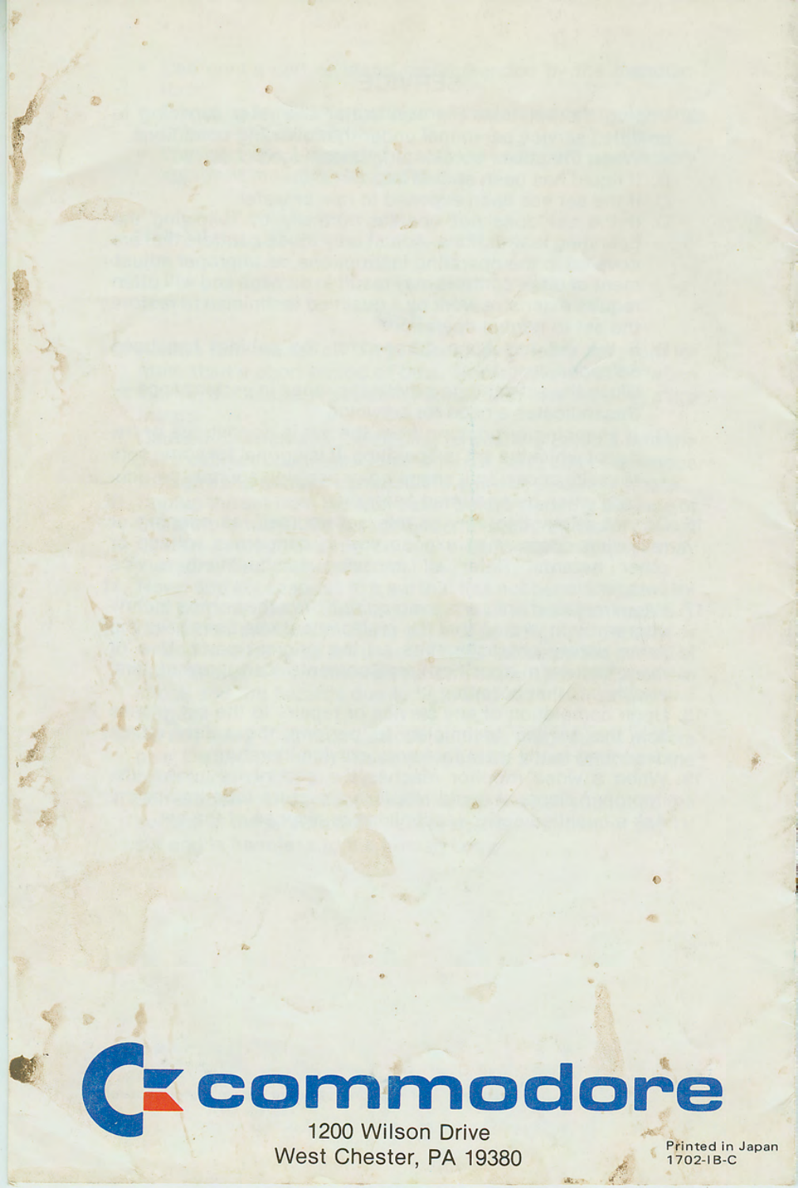commodore

1200 Wilson Drive
West Chester, PA 19380

Printed in Japan
1702-IB-C